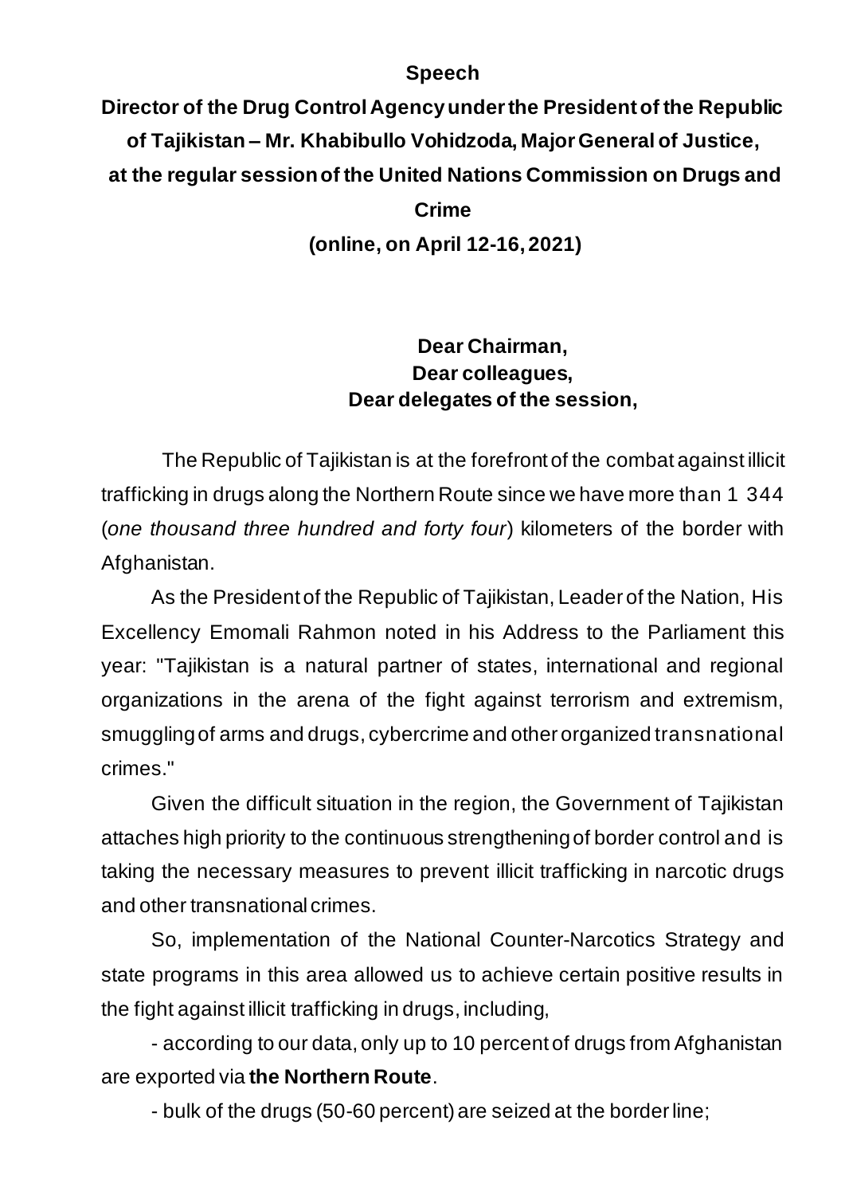**Speech**

**Director of the Drug Control Agency under the President of the Republic of Tajikistan – Mr. Khabibullo Vohidzoda, Major General of Justice, at the regular session of the United Nations Commission on Drugs and Crime**

**(online, on April 12-16, 2021)**

**Dear Chairman,**
**Dear colleagues,**
**Dear delegates of the session,**

The Republic of Tajikistan is at the forefront of the combat against illicit trafficking in drugs along the Northern Route since we have more than 1 344 (*one thousand three hundred and forty four*) kilometers of the border with Afghanistan.

As the President of the Republic of Tajikistan, Leader of the Nation, His Excellency Emomali Rahmon noted in his Address to the Parliament this year: "Tajikistan is a natural partner of states, international and regional organizations in the arena of the fight against terrorism and extremism, smuggling of arms and drugs, cybercrime and other organized transnational crimes."

Given the difficult situation in the region, the Government of Tajikistan attaches high priority to the continuous strengthening of border control and is taking the necessary measures to prevent illicit trafficking in narcotic drugs and other transnational crimes.

So, implementation of the National Counter-Narcotics Strategy and state programs in this area allowed us to achieve certain positive results in the fight against illicit trafficking in drugs, including,

- according to our data, only up to 10 percent of drugs from Afghanistan are exported via **the Northern Route**.

- bulk of the drugs (50-60 percent) are seized at the border line;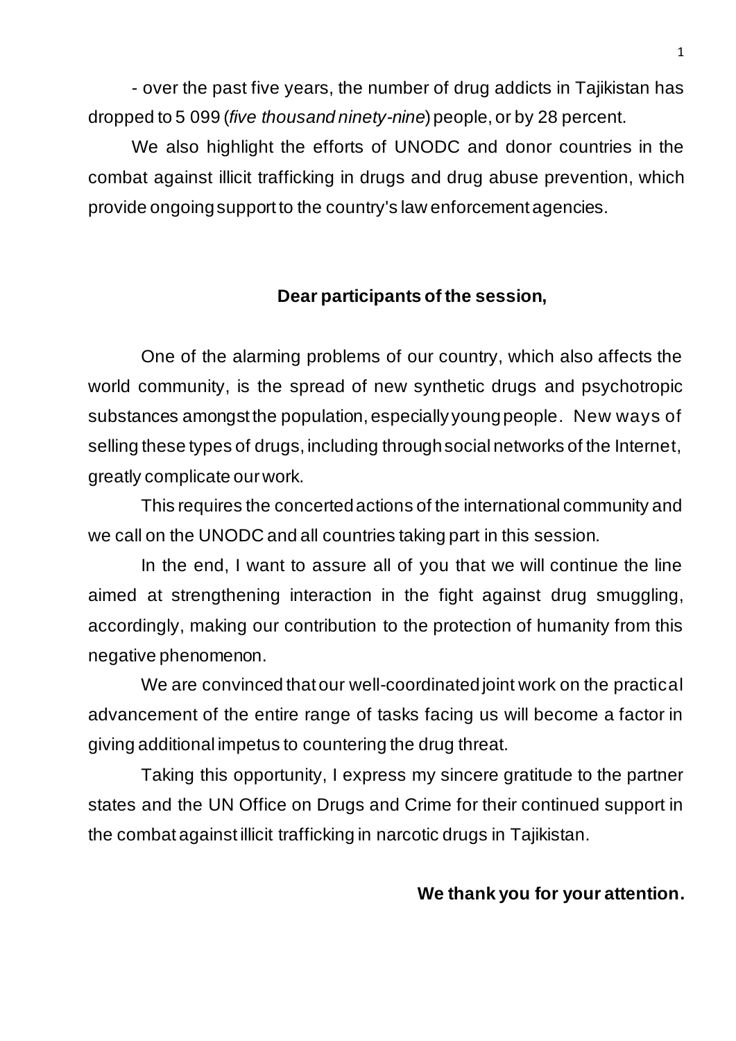- over the past five years, the number of drug addicts in Tajikistan has dropped to 5 099 (*five thousand ninety-nine*) people, or by 28 percent.

We also highlight the efforts of UNODC and donor countries in the combat against illicit trafficking in drugs and drug abuse prevention, which provide ongoing support to the country's law enforcement agencies.

**Dear participants of the session,**

One of the alarming problems of our country, which also affects the world community, is the spread of new synthetic drugs and psychotropic substances amongst the population, especially young people. New ways of selling these types of drugs, including through social networks of the Internet, greatly complicate our work.

This requires the concerted actions of the international community and we call on the UNODC and all countries taking part in this session.

In the end, I want to assure all of you that we will continue the line aimed at strengthening interaction in the fight against drug smuggling, accordingly, making our contribution to the protection of humanity from this negative phenomenon.

We are convinced that our well-coordinated joint work on the practical advancement of the entire range of tasks facing us will become a factor in giving additional impetus to countering the drug threat.

Taking this opportunity, I express my sincere gratitude to the partner states and the UN Office on Drugs and Crime for their continued support in the combat against illicit trafficking in narcotic drugs in Tajikistan.

**We thank you for your attention.**